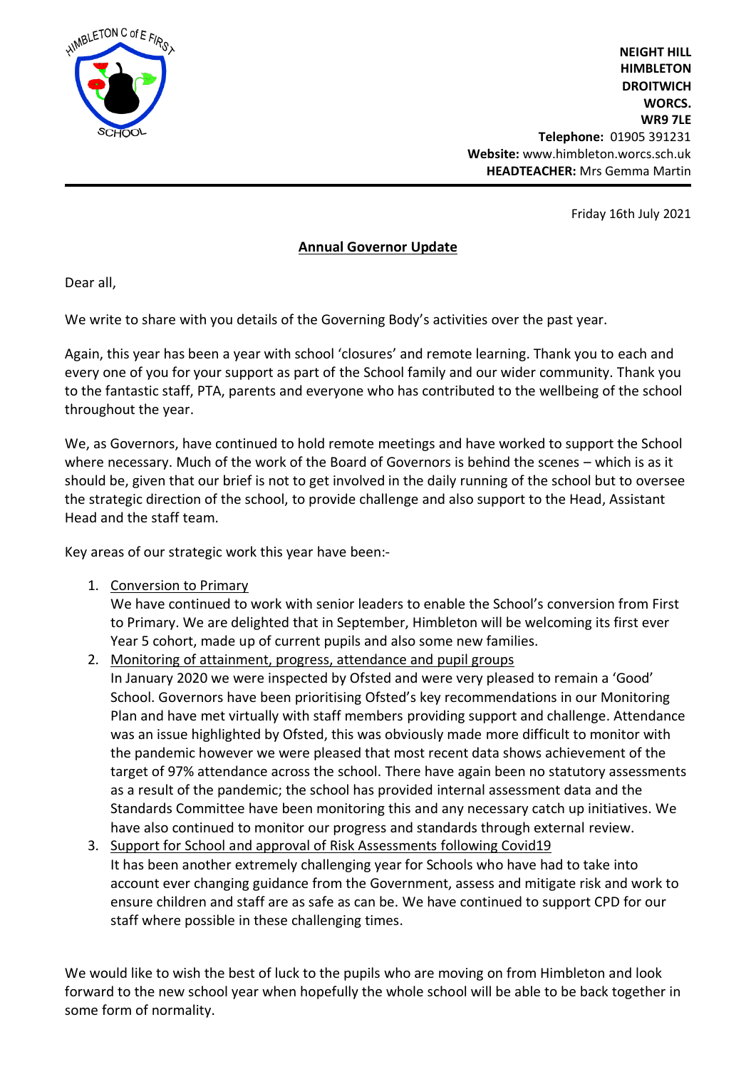NEIGHT HILL
HIMBLETON
DROITWICH
WORCS.
WR9 7LE

**Telephone:** 01905 391231
**Website:** www.himbleton.worcs.sch.uk
**HEADTEACHER:** Mrs Gemma Martin

Friday 16th July 2021

## Annual Governor Update

Dear all,

We write to share with you details of the Governing Body's activities over the past year.

Again, this year has been a year with school 'closures' and remote learning. Thank you to each and every one of you for your support as part of the School family and our wider community. Thank you to the fantastic staff, PTA, parents and everyone who has contributed to the wellbeing of the school throughout the year.

We, as Governors, have continued to hold remote meetings and have worked to support the School where necessary. Much of the work of the Board of Governors is behind the scenes – which is as it should be, given that our brief is not to get involved in the daily running of the school but to oversee the strategic direction of the school, to provide challenge and also support to the Head, Assistant Head and the staff team.

Key areas of our strategic work this year have been:-

1. Conversion to Primary
   We have continued to work with senior leaders to enable the School's conversion from First to Primary. We are delighted that in September, Himbleton will be welcoming its first ever Year 5 cohort, made up of current pupils and also some new families.
2. Monitoring of attainment, progress, attendance and pupil groups
   In January 2020 we were inspected by Ofsted and were very pleased to remain a 'Good' School. Governors have been prioritising Ofsted's key recommendations in our Monitoring Plan and have met virtually with staff members providing support and challenge. Attendance was an issue highlighted by Ofsted, this was obviously made more difficult to monitor with the pandemic however we were pleased that most recent data shows achievement of the target of 97% attendance across the school. There have again been no statutory assessments as a result of the pandemic; the school has provided internal assessment data and the Standards Committee have been monitoring this and any necessary catch up initiatives. We have also continued to monitor our progress and standards through external review.
3. Support for School and approval of Risk Assessments following Covid19
   It has been another extremely challenging year for Schools who have had to take into account ever changing guidance from the Government, assess and mitigate risk and work to ensure children and staff are as safe as can be. We have continued to support CPD for our staff where possible in these challenging times.

We would like to wish the best of luck to the pupils who are moving on from Himbleton and look forward to the new school year when hopefully the whole school will be able to be back together in some form of normality.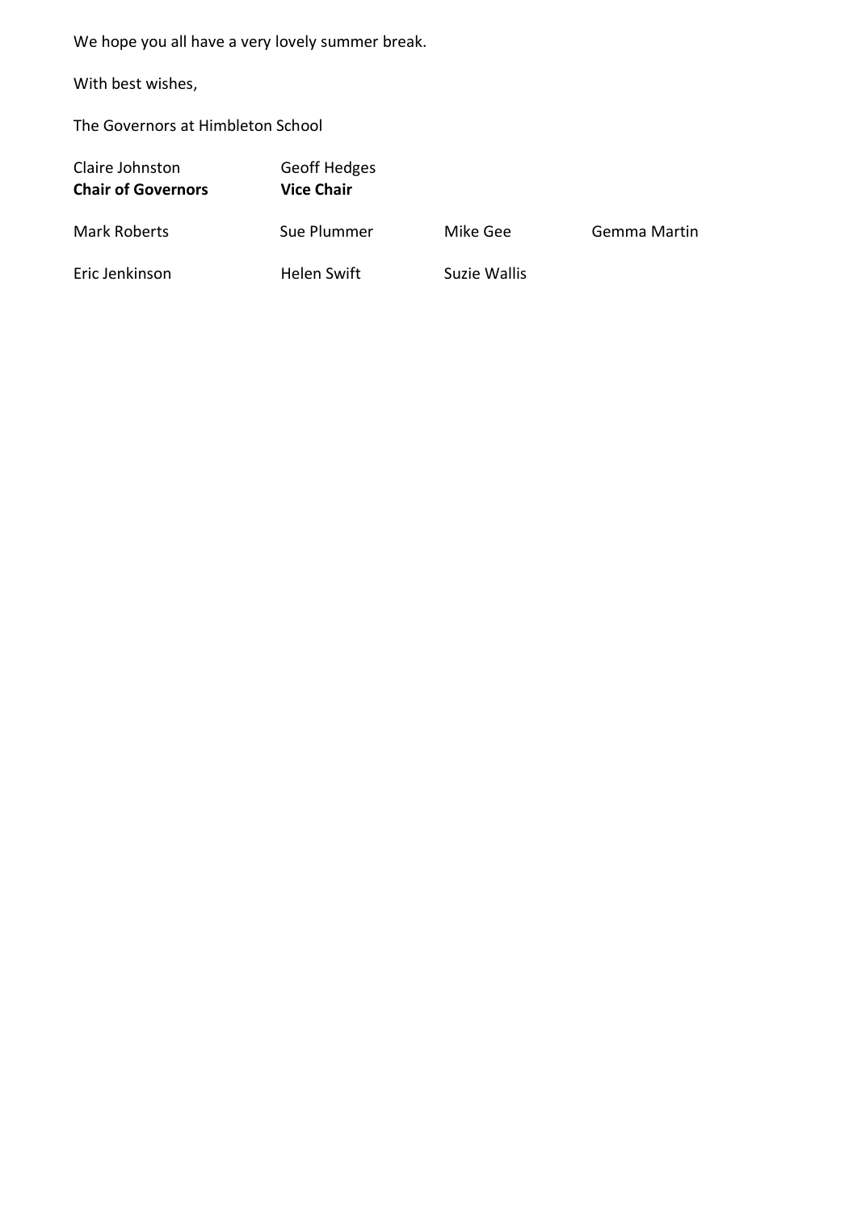We hope you all have a very lovely summer break.

With best wishes,

The Governors at Himbleton School

| | | | |
|---|---|---|---|
| Claire Johnston<br>**Chair of Governors** | Geoff Hedges<br>**Vice Chair** | | |
| Mark Roberts | Sue Plummer | Mike Gee | Gemma Martin |
| Eric Jenkinson | Helen Swift | Suzie Wallis | |